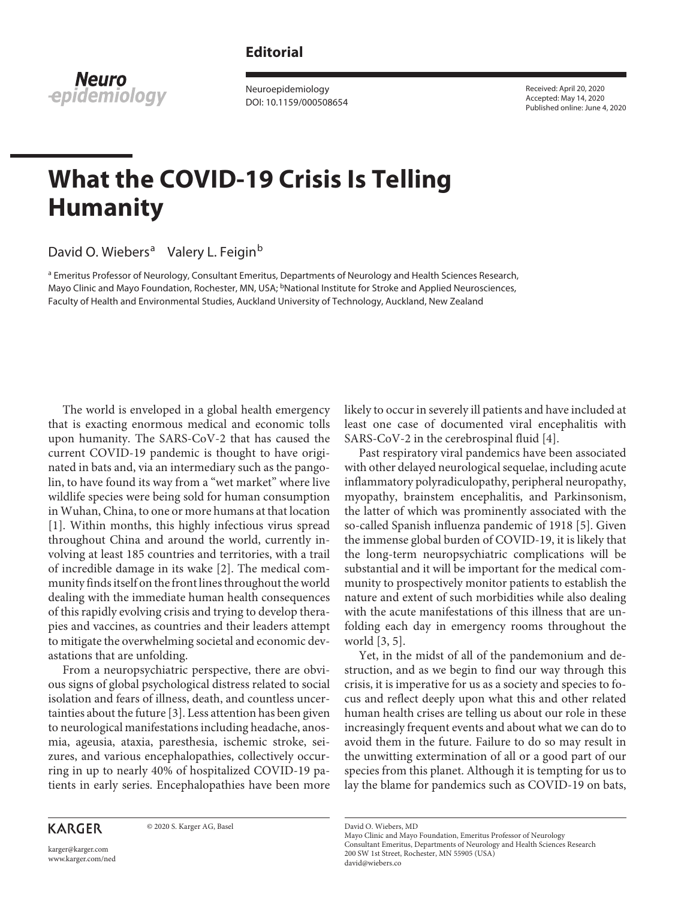Editorial

Neuroepidemiology
DOI: 10.1159/000508654

Received: April 20, 2020
Accepted: May 14, 2020
Published online: June 4, 2020

# What the COVID-19 Crisis Is Telling Humanity

David O. Wiebers[a] Valery L. Feigin[b]

[a] Emeritus Professor of Neurology, Consultant Emeritus, Departments of Neurology and Health Sciences Research, Mayo Clinic and Mayo Foundation, Rochester, MN, USA; [b]National Institute for Stroke and Applied Neurosciences, Faculty of Health and Environmental Studies, Auckland University of Technology, Auckland, New Zealand

The world is enveloped in a global health emergency that is exacting enormous medical and economic tolls upon humanity. The SARS-CoV-2 that has caused the current COVID-19 pandemic is thought to have originated in bats and, via an intermediary such as the pangolin, to have found its way from a "wet market" where live wildlife species were being sold for human consumption in Wuhan, China, to one or more humans at that location [1]. Within months, this highly infectious virus spread throughout China and around the world, currently involving at least 185 countries and territories, with a trail of incredible damage in its wake [2]. The medical community finds itself on the front lines throughout the world dealing with the immediate human health consequences of this rapidly evolving crisis and trying to develop therapies and vaccines, as countries and their leaders attempt to mitigate the overwhelming societal and economic devastations that are unfolding.

From a neuropsychiatric perspective, there are obvious signs of global psychological distress related to social isolation and fears of illness, death, and countless uncertainties about the future [3]. Less attention has been given to neurological manifestations including headache, anosmia, ageusia, ataxia, paresthesia, ischemic stroke, seizures, and various encephalopathies, collectively occurring in up to nearly 40% of hospitalized COVID-19 patients in early series. Encephalopathies have been more likely to occur in severely ill patients and have included at least one case of documented viral encephalitis with SARS-CoV-2 in the cerebrospinal fluid [4].

Past respiratory viral pandemics have been associated with other delayed neurological sequelae, including acute inflammatory polyradiculopathy, peripheral neuropathy, myopathy, brainstem encephalitis, and Parkinsonism, the latter of which was prominently associated with the so-called Spanish influenza pandemic of 1918 [5]. Given the immense global burden of COVID-19, it is likely that the long-term neuropsychiatric complications will be substantial and it will be important for the medical community to prospectively monitor patients to establish the nature and extent of such morbidities while also dealing with the acute manifestations of this illness that are unfolding each day in emergency rooms throughout the world [3, 5].

Yet, in the midst of all of the pandemonium and destruction, and as we begin to find our way through this crisis, it is imperative for us as a society and species to focus and reflect deeply upon what this and other related human health crises are telling us about our role in these increasingly frequent events and about what we can do to avoid them in the future. Failure to do so may result in the unwitting extermination of all or a good part of our species from this planet. Although it is tempting for us to lay the blame for pandemics such as COVID-19 on bats,

KARGER

© 2020 S. Karger AG, Basel

karger@karger.com
www.karger.com/ned

David O. Wiebers, MD
Mayo Clinic and Mayo Foundation, Emeritus Professor of Neurology
Consultant Emeritus, Departments of Neurology and Health Sciences Research
200 SW 1st Street, Rochester, MN 55905 (USA)
david@wiebers.co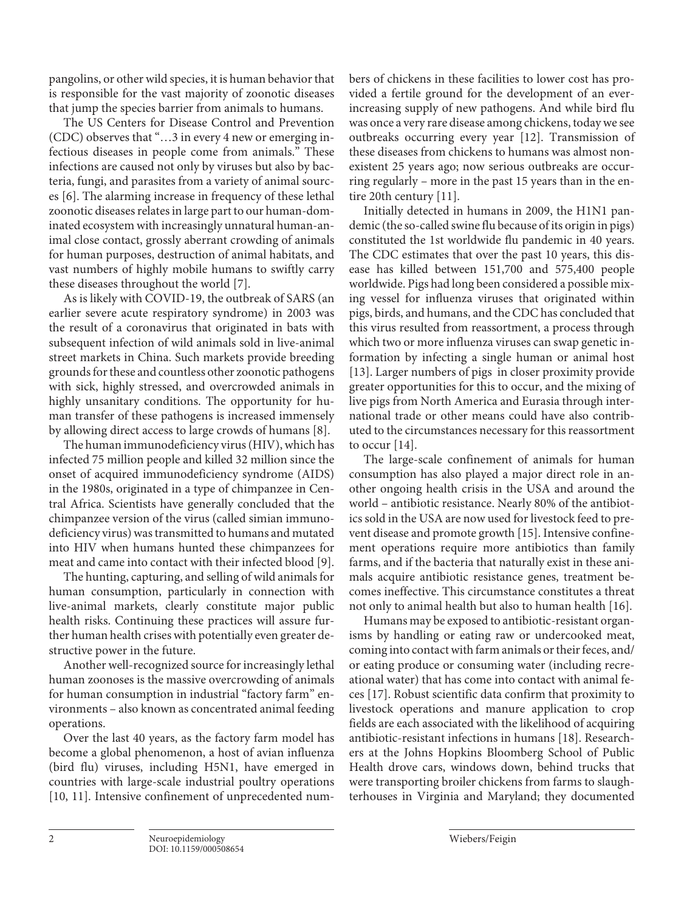pangolins, or other wild species, it is human behavior that is responsible for the vast majority of zoonotic diseases that jump the species barrier from animals to humans.

The US Centers for Disease Control and Prevention (CDC) observes that "…3 in every 4 new or emerging infectious diseases in people come from animals." These infections are caused not only by viruses but also by bacteria, fungi, and parasites from a variety of animal sources [6]. The alarming increase in frequency of these lethal zoonotic diseases relates in large part to our human-dominated ecosystem with increasingly unnatural human-animal close contact, grossly aberrant crowding of animals for human purposes, destruction of animal habitats, and vast numbers of highly mobile humans to swiftly carry these diseases throughout the world [7].

As is likely with COVID-19, the outbreak of SARS (an earlier severe acute respiratory syndrome) in 2003 was the result of a coronavirus that originated in bats with subsequent infection of wild animals sold in live-animal street markets in China. Such markets provide breeding grounds for these and countless other zoonotic pathogens with sick, highly stressed, and overcrowded animals in highly unsanitary conditions. The opportunity for human transfer of these pathogens is increased immensely by allowing direct access to large crowds of humans [8].

The human immunodeficiency virus (HIV), which has infected 75 million people and killed 32 million since the onset of acquired immunodeficiency syndrome (AIDS) in the 1980s, originated in a type of chimpanzee in Central Africa. Scientists have generally concluded that the chimpanzee version of the virus (called simian immunodeficiency virus) was transmitted to humans and mutated into HIV when humans hunted these chimpanzees for meat and came into contact with their infected blood [9].

The hunting, capturing, and selling of wild animals for human consumption, particularly in connection with live-animal markets, clearly constitute major public health risks. Continuing these practices will assure further human health crises with potentially even greater destructive power in the future.

Another well-recognized source for increasingly lethal human zoonoses is the massive overcrowding of animals for human consumption in industrial "factory farm" environments – also known as concentrated animal feeding operations.

Over the last 40 years, as the factory farm model has become a global phenomenon, a host of avian influenza (bird flu) viruses, including H5N1, have emerged in countries with large-scale industrial poultry operations [10, 11]. Intensive confinement of unprecedented numbers of chickens in these facilities to lower cost has provided a fertile ground for the development of an ever-increasing supply of new pathogens. And while bird flu was once a very rare disease among chickens, today we see outbreaks occurring every year [12]. Transmission of these diseases from chickens to humans was almost nonexistent 25 years ago; now serious outbreaks are occurring regularly – more in the past 15 years than in the entire 20th century [11].

Initially detected in humans in 2009, the H1N1 pandemic (the so-called swine flu because of its origin in pigs) constituted the 1st worldwide flu pandemic in 40 years. The CDC estimates that over the past 10 years, this disease has killed between 151,700 and 575,400 people worldwide. Pigs had long been considered a possible mixing vessel for influenza viruses that originated within pigs, birds, and humans, and the CDC has concluded that this virus resulted from reassortment, a process through which two or more influenza viruses can swap genetic information by infecting a single human or animal host [13]. Larger numbers of pigs in closer proximity provide greater opportunities for this to occur, and the mixing of live pigs from North America and Eurasia through international trade or other means could have also contributed to the circumstances necessary for this reassortment to occur [14].

The large-scale confinement of animals for human consumption has also played a major direct role in another ongoing health crisis in the USA and around the world – antibiotic resistance. Nearly 80% of the antibiotics sold in the USA are now used for livestock feed to prevent disease and promote growth [15]. Intensive confinement operations require more antibiotics than family farms, and if the bacteria that naturally exist in these animals acquire antibiotic resistance genes, treatment becomes ineffective. This circumstance constitutes a threat not only to animal health but also to human health [16].

Humans may be exposed to antibiotic-resistant organisms by handling or eating raw or undercooked meat, coming into contact with farm animals or their feces, and/or eating produce or consuming water (including recreational water) that has come into contact with animal feces [17]. Robust scientific data confirm that proximity to livestock operations and manure application to crop fields are each associated with the likelihood of acquiring antibiotic-resistant infections in humans [18]. Researchers at the Johns Hopkins Bloomberg School of Public Health drove cars, windows down, behind trucks that were transporting broiler chickens from farms to slaughterhouses in Virginia and Maryland; they documented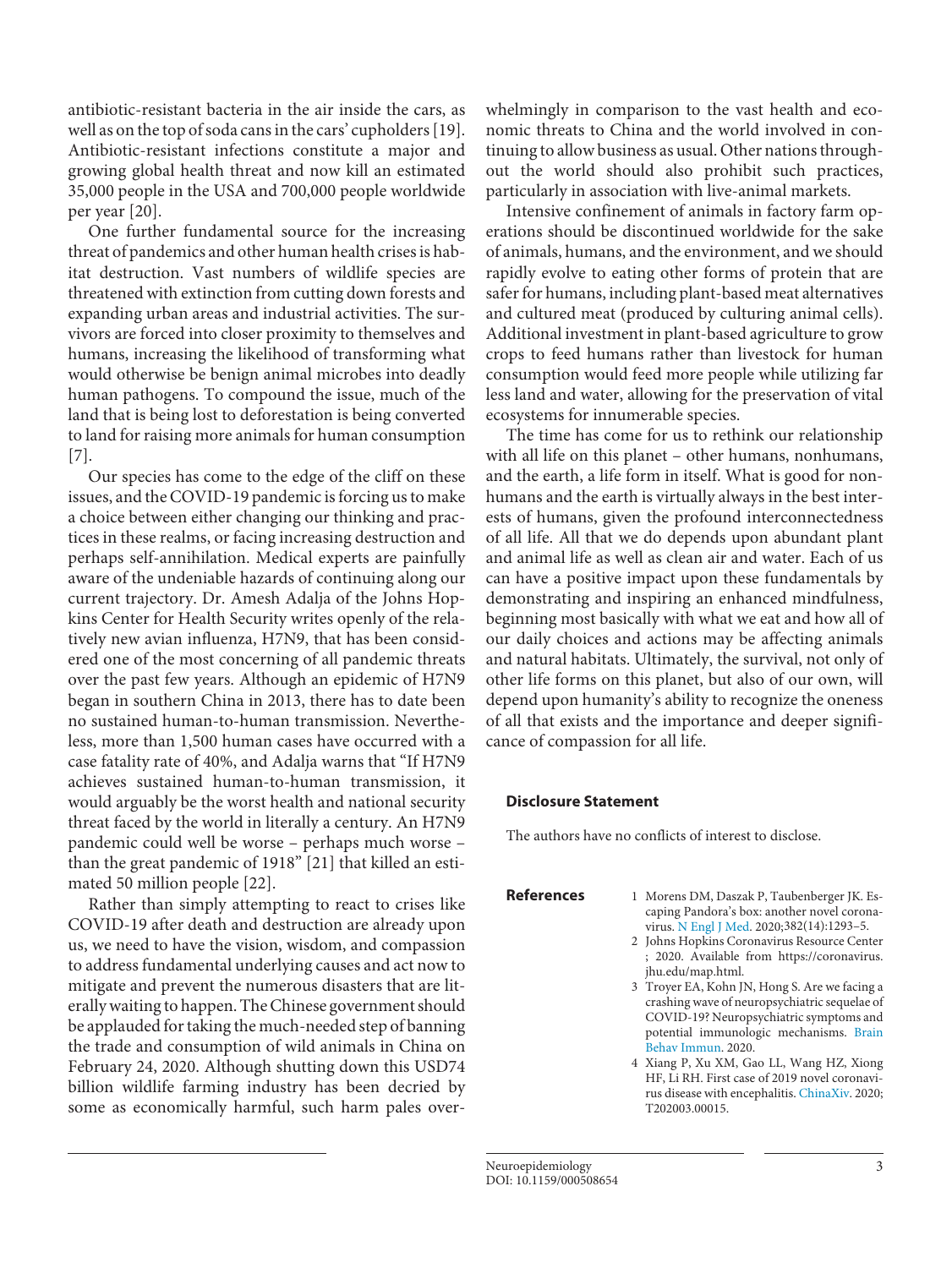antibiotic-resistant bacteria in the air inside the cars, as well as on the top of soda cans in the cars' cupholders [19]. Antibiotic-resistant infections constitute a major and growing global health threat and now kill an estimated 35,000 people in the USA and 700,000 people worldwide per year [20].

One further fundamental source for the increasing threat of pandemics and other human health crises is habitat destruction. Vast numbers of wildlife species are threatened with extinction from cutting down forests and expanding urban areas and industrial activities. The survivors are forced into closer proximity to themselves and humans, increasing the likelihood of transforming what would otherwise be benign animal microbes into deadly human pathogens. To compound the issue, much of the land that is being lost to deforestation is being converted to land for raising more animals for human consumption [7].

Our species has come to the edge of the cliff on these issues, and the COVID-19 pandemic is forcing us to make a choice between either changing our thinking and practices in these realms, or facing increasing destruction and perhaps self-annihilation. Medical experts are painfully aware of the undeniable hazards of continuing along our current trajectory. Dr. Amesh Adalja of the Johns Hopkins Center for Health Security writes openly of the relatively new avian influenza, H7N9, that has been considered one of the most concerning of all pandemic threats over the past few years. Although an epidemic of H7N9 began in southern China in 2013, there has to date been no sustained human-to-human transmission. Nevertheless, more than 1,500 human cases have occurred with a case fatality rate of 40%, and Adalja warns that "If H7N9 achieves sustained human-to-human transmission, it would arguably be the worst health and national security threat faced by the world in literally a century. An H7N9 pandemic could well be worse – perhaps much worse – than the great pandemic of 1918" [21] that killed an estimated 50 million people [22].

Rather than simply attempting to react to crises like COVID-19 after death and destruction are already upon us, we need to have the vision, wisdom, and compassion to address fundamental underlying causes and act now to mitigate and prevent the numerous disasters that are literally waiting to happen. The Chinese government should be applauded for taking the much-needed step of banning the trade and consumption of wild animals in China on February 24, 2020. Although shutting down this USD74 billion wildlife farming industry has been decried by some as economically harmful, such harm pales overwhelmingly in comparison to the vast health and economic threats to China and the world involved in continuing to allow business as usual. Other nations throughout the world should also prohibit such practices, particularly in association with live-animal markets.

Intensive confinement of animals in factory farm operations should be discontinued worldwide for the sake of animals, humans, and the environment, and we should rapidly evolve to eating other forms of protein that are safer for humans, including plant-based meat alternatives and cultured meat (produced by culturing animal cells). Additional investment in plant-based agriculture to grow crops to feed humans rather than livestock for human consumption would feed more people while utilizing far less land and water, allowing for the preservation of vital ecosystems for innumerable species.

The time has come for us to rethink our relationship with all life on this planet – other humans, nonhumans, and the earth, a life form in itself. What is good for nonhumans and the earth is virtually always in the best interests of humans, given the profound interconnectedness of all life. All that we do depends upon abundant plant and animal life as well as clean air and water. Each of us can have a positive impact upon these fundamentals by demonstrating and inspiring an enhanced mindfulness, beginning most basically with what we eat and how all of our daily choices and actions may be affecting animals and natural habitats. Ultimately, the survival, not only of other life forms on this planet, but also of our own, will depend upon humanity's ability to recognize the oneness of all that exists and the importance and deeper significance of compassion for all life.

## Disclosure Statement

The authors have no conflicts of interest to disclose.

## References

1. Morens DM, Daszak P, Taubenberger JK. Escaping Pandora's box: another novel coronavirus. N Engl J Med. 2020;382(14):1293–5.
2. Johns Hopkins Coronavirus Resource Center ; 2020. Available from https://coronavirus.jhu.edu/map.html.
3. Troyer EA, Kohn JN, Hong S. Are we facing a crashing wave of neuropsychiatric sequelae of COVID-19? Neuropsychiatric symptoms and potential immunologic mechanisms. Brain Behav Immun. 2020.
4. Xiang P, Xu XM, Gao LL, Wang HZ, Xiong HF, Li RH. First case of 2019 novel coronavirus disease with encephalitis. ChinaXiv. 2020; T202003.00015.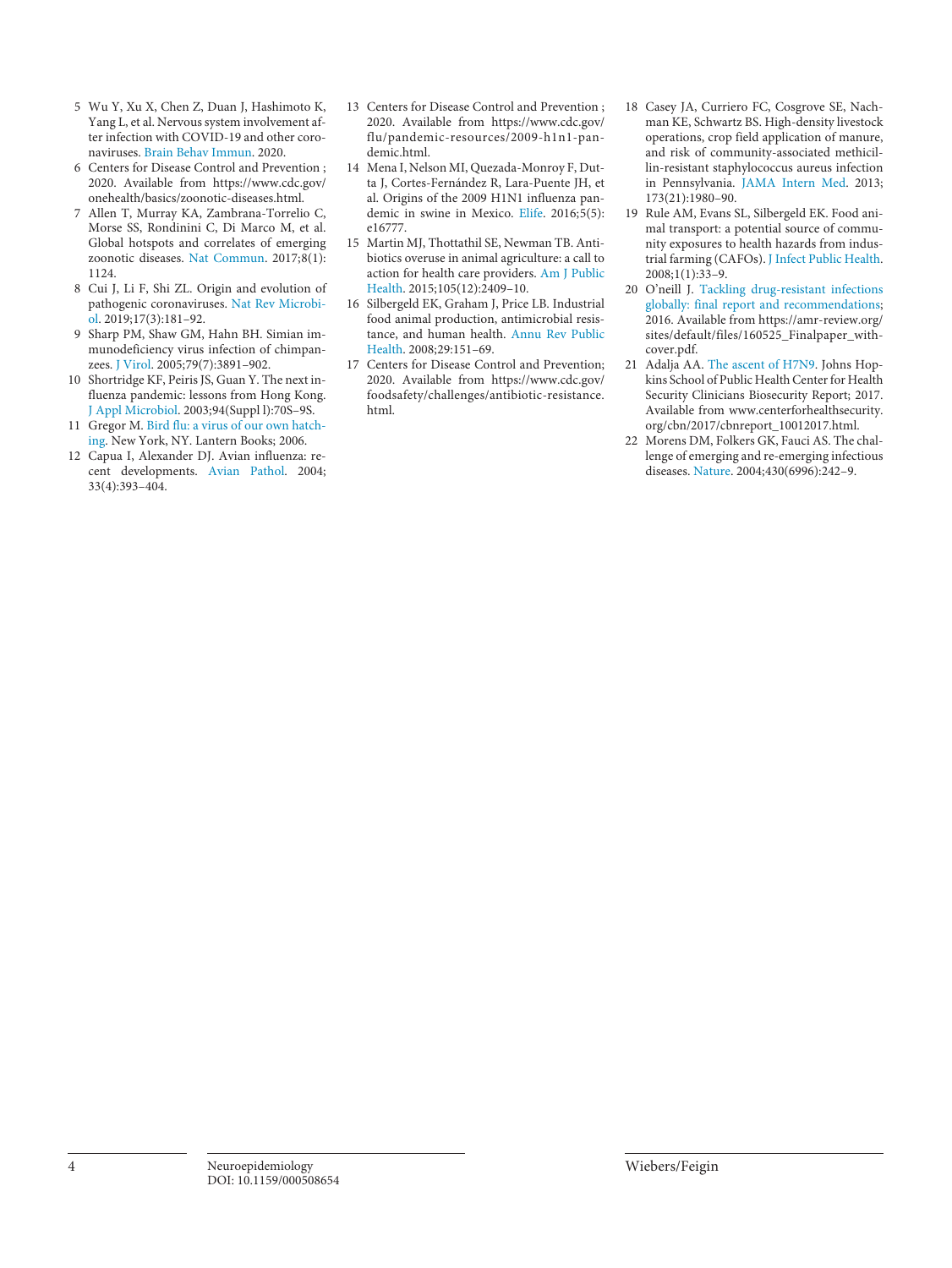5 Wu Y, Xu X, Chen Z, Duan J, Hashimoto K, Yang L, et al. Nervous system involvement after infection with COVID-19 and other coronaviruses. Brain Behav Immun. 2020.

6 Centers for Disease Control and Prevention ; 2020. Available from https://www.cdc.gov/onehealth/basics/zoonotic-diseases.html.

7 Allen T, Murray KA, Zambrana-Torrelio C, Morse SS, Rondinini C, Di Marco M, et al. Global hotspots and correlates of emerging zoonotic diseases. Nat Commun. 2017;8(1):1124.

8 Cui J, Li F, Shi ZL. Origin and evolution of pathogenic coronaviruses. Nat Rev Microbiol. 2019;17(3):181–92.

9 Sharp PM, Shaw GM, Hahn BH. Simian immunodeficiency virus infection of chimpanzees. J Virol. 2005;79(7):3891–902.

10 Shortridge KF, Peiris JS, Guan Y. The next influenza pandemic: lessons from Hong Kong. J Appl Microbiol. 2003;94(Suppl l):70S–9S.

11 Gregor M. Bird flu: a virus of our own hatching. New York, NY. Lantern Books; 2006.

12 Capua I, Alexander DJ. Avian influenza: recent developments. Avian Pathol. 2004; 33(4):393–404.

13 Centers for Disease Control and Prevention ; 2020. Available from https://www.cdc.gov/flu/pandemic-resources/2009-h1n1-pandemic.html.

14 Mena I, Nelson MI, Quezada-Monroy F, Dutta J, Cortes-Fernández R, Lara-Puente JH, et al. Origins of the 2009 H1N1 influenza pandemic in swine in Mexico. Elife. 2016;5(5):e16777.

15 Martin MJ, Thottathil SE, Newman TB. Antibiotics overuse in animal agriculture: a call to action for health care providers. Am J Public Health. 2015;105(12):2409–10.

16 Silbergeld EK, Graham J, Price LB. Industrial food animal production, antimicrobial resistance, and human health. Annu Rev Public Health. 2008;29:151–69.

17 Centers for Disease Control and Prevention; 2020. Available from https://www.cdc.gov/foodsafety/challenges/antibiotic-resistance.html.

18 Casey JA, Curriero FC, Cosgrove SE, Nachman KE, Schwartz BS. High-density livestock operations, crop field application of manure, and risk of community-associated methicillin-resistant staphylococcus aureus infection in Pennsylvania. JAMA Intern Med. 2013; 173(21):1980–90.

19 Rule AM, Evans SL, Silbergeld EK. Food animal transport: a potential source of community exposures to health hazards from industrial farming (CAFOs). J Infect Public Health. 2008;1(1):33–9.

20 O'neill J. Tackling drug-resistant infections globally: final report and recommendations; 2016. Available from https://amr-review.org/sites/default/files/160525_Finalpaper_with-cover.pdf.

21 Adalja AA. The ascent of H7N9. Johns Hopkins School of Public Health Center for Health Security Clinicians Biosecurity Report; 2017. Available from www.centerforhealthsecurity.org/cbn/2017/cbnreport_10012017.html.

22 Morens DM, Folkers GK, Fauci AS. The challenge of emerging and re-emerging infectious diseases. Nature. 2004;430(6996):242–9.